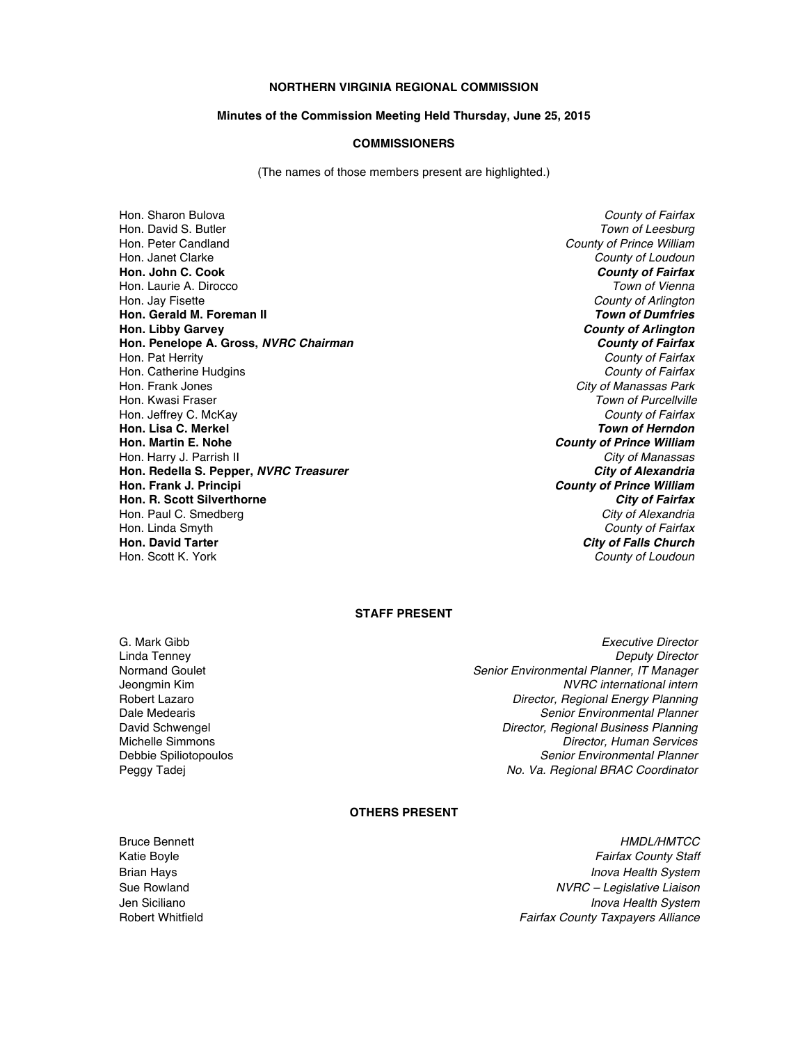# NORTHERN VIRGINIA REGIONAL COMMISSION

## Minutes of the Commission Meeting Held Thursday, June 25, 2015

### COMMISSIONERS

(The names of those members present are highlighted.)

Hon. Sharon Bulova — *County of Fairfax*
Hon. David S. Butler — *Town of Leesburg*
Hon. Peter Candland — *County of Prince William*
Hon. Janet Clarke — *County of Loudoun*
**Hon. John C. Cook** — ***County of Fairfax***
Hon. Laurie A. Dirocco — *Town of Vienna*
Hon. Jay Fisette — *County of Arlington*
**Hon. Gerald M. Foreman II** — ***Town of Dumfries***
**Hon. Libby Garvey** — ***County of Arlington***
**Hon. Penelope A. Gross, *NVRC Chairman*** — ***County of Fairfax***
Hon. Pat Herrity — *County of Fairfax*
Hon. Catherine Hudgins — *County of Fairfax*
Hon. Frank Jones — *City of Manassas Park*
Hon. Kwasi Fraser — *Town of Purcellville*
Hon. Jeffrey C. McKay — *County of Fairfax*
**Hon. Lisa C. Merkel** — ***Town of Herndon***
**Hon. Martin E. Nohe** — ***County of Prince William***
Hon. Harry J. Parrish II — *City of Manassas*
**Hon. Redella S. Pepper, *NVRC Treasurer*** — ***City of Alexandria***
**Hon. Frank J. Principi** — ***County of Prince William***
**Hon. R. Scott Silverthorne** — ***City of Fairfax***
Hon. Paul C. Smedberg — *City of Alexandria*
Hon. Linda Smyth — *County of Fairfax*
**Hon. David Tarter** — ***City of Falls Church***
Hon. Scott K. York — *County of Loudoun*

### STAFF PRESENT

G. Mark Gibb — *Executive Director*
Linda Tenney — *Deputy Director*
Normand Goulet — *Senior Environmental Planner, IT Manager*
Jeongmin Kim — *NVRC international intern*
Robert Lazaro — *Director, Regional Energy Planning*
Dale Medearis — *Senior Environmental Planner*
David Schwengel — *Director, Regional Business Planning*
Michelle Simmons — *Director, Human Services*
Debbie Spiliotopoulos — *Senior Environmental Planner*
Peggy Tadej — *No. Va. Regional BRAC Coordinator*

### OTHERS PRESENT

Bruce Bennett — *HMDL/HMTCC*
Katie Boyle — *Fairfax County Staff*
Brian Hays — *Inova Health System*
Sue Rowland — *NVRC – Legislative Liaison*
Jen Siciliano — *Inova Health System*
Robert Whitfield — *Fairfax County Taxpayers Alliance*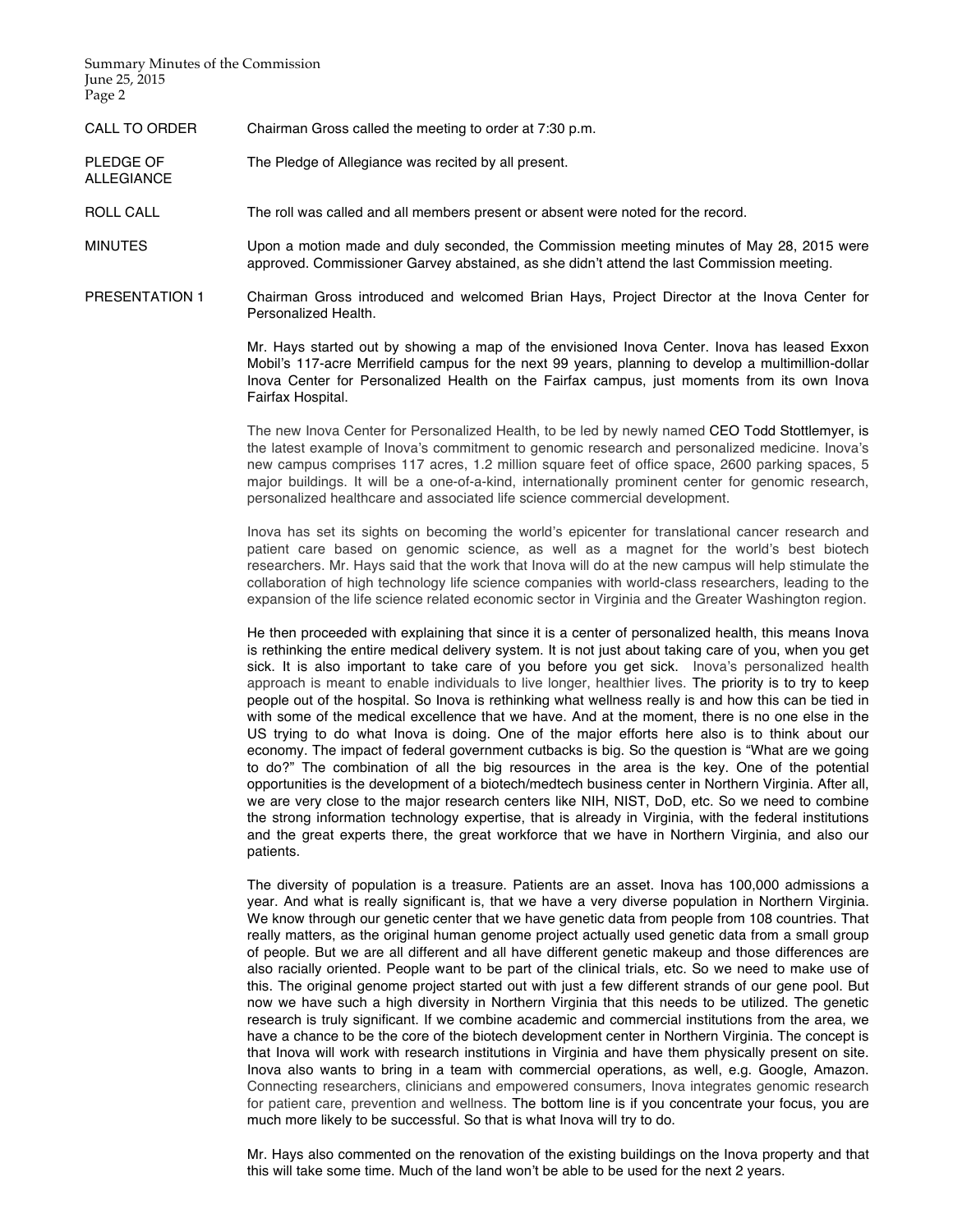**CALL TO ORDER** Chairman Gross called the meeting to order at 7:30 p.m.

**PLEDGE OF ALLEGIANCE** The Pledge of Allegiance was recited by all present.

**ROLL CALL** The roll was called and all members present or absent were noted for the record.

**MINUTES** Upon a motion made and duly seconded, the Commission meeting minutes of May 28, 2015 were approved. Commissioner Garvey abstained, as she didn't attend the last Commission meeting.

**PRESENTATION 1** Chairman Gross introduced and welcomed Brian Hays, Project Director at the Inova Center for Personalized Health.

Mr. Hays started out by showing a map of the envisioned Inova Center. Inova has leased Exxon Mobil's 117-acre Merrifield campus for the next 99 years, planning to develop a multimillion-dollar Inova Center for Personalized Health on the Fairfax campus, just moments from its own Inova Fairfax Hospital.

The new Inova Center for Personalized Health, to be led by newly named CEO Todd Stottlemyer, is the latest example of Inova's commitment to genomic research and personalized medicine. Inova's new campus comprises 117 acres, 1.2 million square feet of office space, 2600 parking spaces, 5 major buildings. It will be a one-of-a-kind, internationally prominent center for genomic research, personalized healthcare and associated life science commercial development.

Inova has set its sights on becoming the world's epicenter for translational cancer research and patient care based on genomic science, as well as a magnet for the world's best biotech researchers. Mr. Hays said that the work that Inova will do at the new campus will help stimulate the collaboration of high technology life science companies with world-class researchers, leading to the expansion of the life science related economic sector in Virginia and the Greater Washington region.

He then proceeded with explaining that since it is a center of personalized health, this means Inova is rethinking the entire medical delivery system. It is not just about taking care of you, when you get sick. It is also important to take care of you before you get sick. Inova's personalized health approach is meant to enable individuals to live longer, healthier lives. The priority is to try to keep people out of the hospital. So Inova is rethinking what wellness really is and how this can be tied in with some of the medical excellence that we have. And at the moment, there is no one else in the US trying to do what Inova is doing. One of the major efforts here also is to think about our economy. The impact of federal government cutbacks is big. So the question is "What are we going to do?" The combination of all the big resources in the area is the key. One of the potential opportunities is the development of a biotech/medtech business center in Northern Virginia. After all, we are very close to the major research centers like NIH, NIST, DoD, etc. So we need to combine the strong information technology expertise, that is already in Virginia, with the federal institutions and the great experts there, the great workforce that we have in Northern Virginia, and also our patients.

The diversity of population is a treasure. Patients are an asset. Inova has 100,000 admissions a year. And what is really significant is, that we have a very diverse population in Northern Virginia. We know through our genetic center that we have genetic data from people from 108 countries. That really matters, as the original human genome project actually used genetic data from a small group of people. But we are all different and all have different genetic makeup and those differences are also racially oriented. People want to be part of the clinical trials, etc. So we need to make use of this. The original genome project started out with just a few different strands of our gene pool. But now we have such a high diversity in Northern Virginia that this needs to be utilized. The genetic research is truly significant. If we combine academic and commercial institutions from the area, we have a chance to be the core of the biotech development center in Northern Virginia. The concept is that Inova will work with research institutions in Virginia and have them physically present on site. Inova also wants to bring in a team with commercial operations, as well, e.g. Google, Amazon. Connecting researchers, clinicians and empowered consumers, Inova integrates genomic research for patient care, prevention and wellness. The bottom line is if you concentrate your focus, you are much more likely to be successful. So that is what Inova will try to do.

Mr. Hays also commented on the renovation of the existing buildings on the Inova property and that this will take some time. Much of the land won't be able to be used for the next 2 years.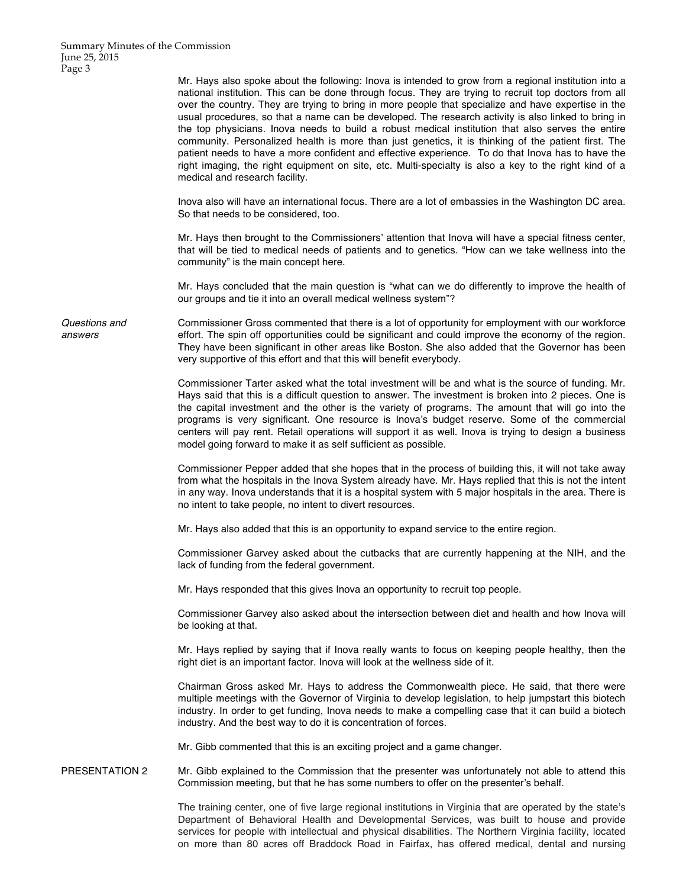Mr. Hays also spoke about the following: Inova is intended to grow from a regional institution into a national institution. This can be done through focus. They are trying to recruit top doctors from all over the country. They are trying to bring in more people that specialize and have expertise in the usual procedures, so that a name can be developed. The research activity is also linked to bring in the top physicians. Inova needs to build a robust medical institution that also serves the entire community. Personalized health is more than just genetics, it is thinking of the patient first. The patient needs to have a more confident and effective experience. To do that Inova has to have the right imaging, the right equipment on site, etc. Multi-specialty is also a key to the right kind of a medical and research facility.

Inova also will have an international focus. There are a lot of embassies in the Washington DC area. So that needs to be considered, too.

Mr. Hays then brought to the Commissioners' attention that Inova will have a special fitness center, that will be tied to medical needs of patients and to genetics. "How can we take wellness into the community" is the main concept here.

Mr. Hays concluded that the main question is "what can we do differently to improve the health of our groups and tie it into an overall medical wellness system"?

*Questions and answers*

Commissioner Gross commented that there is a lot of opportunity for employment with our workforce effort. The spin off opportunities could be significant and could improve the economy of the region. They have been significant in other areas like Boston. She also added that the Governor has been very supportive of this effort and that this will benefit everybody.

Commissioner Tarter asked what the total investment will be and what is the source of funding. Mr. Hays said that this is a difficult question to answer. The investment is broken into 2 pieces. One is the capital investment and the other is the variety of programs. The amount that will go into the programs is very significant. One resource is Inova's budget reserve. Some of the commercial centers will pay rent. Retail operations will support it as well. Inova is trying to design a business model going forward to make it as self sufficient as possible.

Commissioner Pepper added that she hopes that in the process of building this, it will not take away from what the hospitals in the Inova System already have. Mr. Hays replied that this is not the intent in any way. Inova understands that it is a hospital system with 5 major hospitals in the area. There is no intent to take people, no intent to divert resources.

Mr. Hays also added that this is an opportunity to expand service to the entire region.

Commissioner Garvey asked about the cutbacks that are currently happening at the NIH, and the lack of funding from the federal government.

Mr. Hays responded that this gives Inova an opportunity to recruit top people.

Commissioner Garvey also asked about the intersection between diet and health and how Inova will be looking at that.

Mr. Hays replied by saying that if Inova really wants to focus on keeping people healthy, then the right diet is an important factor. Inova will look at the wellness side of it.

Chairman Gross asked Mr. Hays to address the Commonwealth piece. He said, that there were multiple meetings with the Governor of Virginia to develop legislation, to help jumpstart this biotech industry. In order to get funding, Inova needs to make a compelling case that it can build a biotech industry. And the best way to do it is concentration of forces.

Mr. Gibb commented that this is an exciting project and a game changer.

PRESENTATION 2

Mr. Gibb explained to the Commission that the presenter was unfortunately not able to attend this Commission meeting, but that he has some numbers to offer on the presenter's behalf.

The training center, one of five large regional institutions in Virginia that are operated by the state's Department of Behavioral Health and Developmental Services, was built to house and provide services for people with intellectual and physical disabilities. The Northern Virginia facility, located on more than 80 acres off Braddock Road in Fairfax, has offered medical, dental and nursing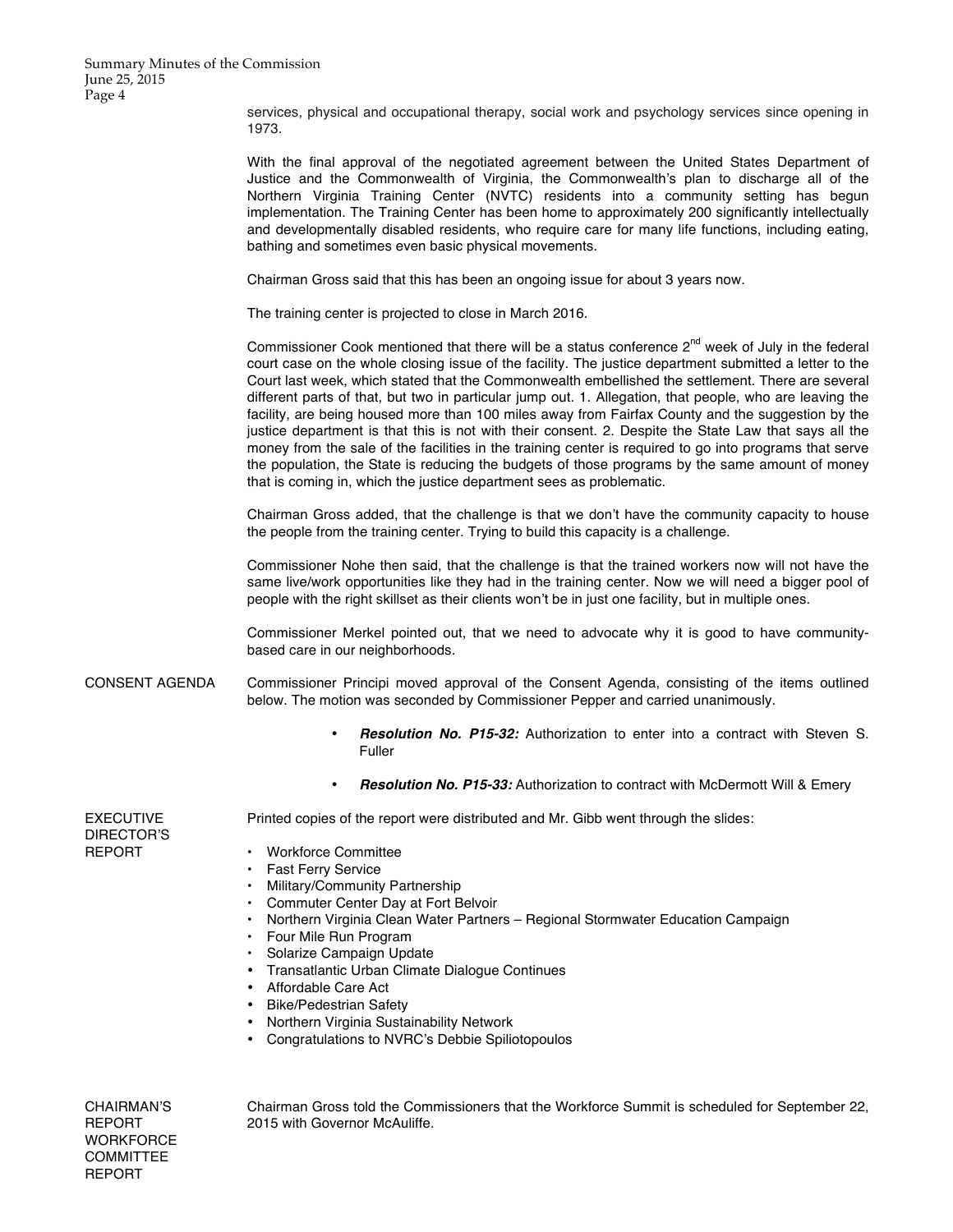services, physical and occupational therapy, social work and psychology services since opening in 1973.

With the final approval of the negotiated agreement between the United States Department of Justice and the Commonwealth of Virginia, the Commonwealth's plan to discharge all of the Northern Virginia Training Center (NVTC) residents into a community setting has begun implementation. The Training Center has been home to approximately 200 significantly intellectually and developmentally disabled residents, who require care for many life functions, including eating, bathing and sometimes even basic physical movements.

Chairman Gross said that this has been an ongoing issue for about 3 years now.

The training center is projected to close in March 2016.

Commissioner Cook mentioned that there will be a status conference 2nd week of July in the federal court case on the whole closing issue of the facility. The justice department submitted a letter to the Court last week, which stated that the Commonwealth embellished the settlement. There are several different parts of that, but two in particular jump out. 1. Allegation, that people, who are leaving the facility, are being housed more than 100 miles away from Fairfax County and the suggestion by the justice department is that this is not with their consent. 2. Despite the State Law that says all the money from the sale of the facilities in the training center is required to go into programs that serve the population, the State is reducing the budgets of those programs by the same amount of money that is coming in, which the justice department sees as problematic.

Chairman Gross added, that the challenge is that we don't have the community capacity to house the people from the training center. Trying to build this capacity is a challenge.

Commissioner Nohe then said, that the challenge is that the trained workers now will not have the same live/work opportunities like they had in the training center. Now we will need a bigger pool of people with the right skillset as their clients won't be in just one facility, but in multiple ones.

Commissioner Merkel pointed out, that we need to advocate why it is good to have community-based care in our neighborhoods.

## CONSENT AGENDA

Commissioner Principi moved approval of the Consent Agenda, consisting of the items outlined below. The motion was seconded by Commissioner Pepper and carried unanimously.

- ***Resolution No. P15-32:*** Authorization to enter into a contract with Steven S. Fuller
- ***Resolution No. P15-33:*** Authorization to contract with McDermott Will & Emery

## EXECUTIVE DIRECTOR'S REPORT

Printed copies of the report were distributed and Mr. Gibb went through the slides:

- Workforce Committee
- Fast Ferry Service
- Military/Community Partnership
- Commuter Center Day at Fort Belvoir
- Northern Virginia Clean Water Partners – Regional Stormwater Education Campaign
- Four Mile Run Program
- Solarize Campaign Update
- Transatlantic Urban Climate Dialogue Continues
- Affordable Care Act
- Bike/Pedestrian Safety
- Northern Virginia Sustainability Network
- Congratulations to NVRC's Debbie Spiliotopoulos

## CHAIRMAN'S REPORT WORKFORCE COMMITTEE REPORT

Chairman Gross told the Commissioners that the Workforce Summit is scheduled for September 22, 2015 with Governor McAuliffe.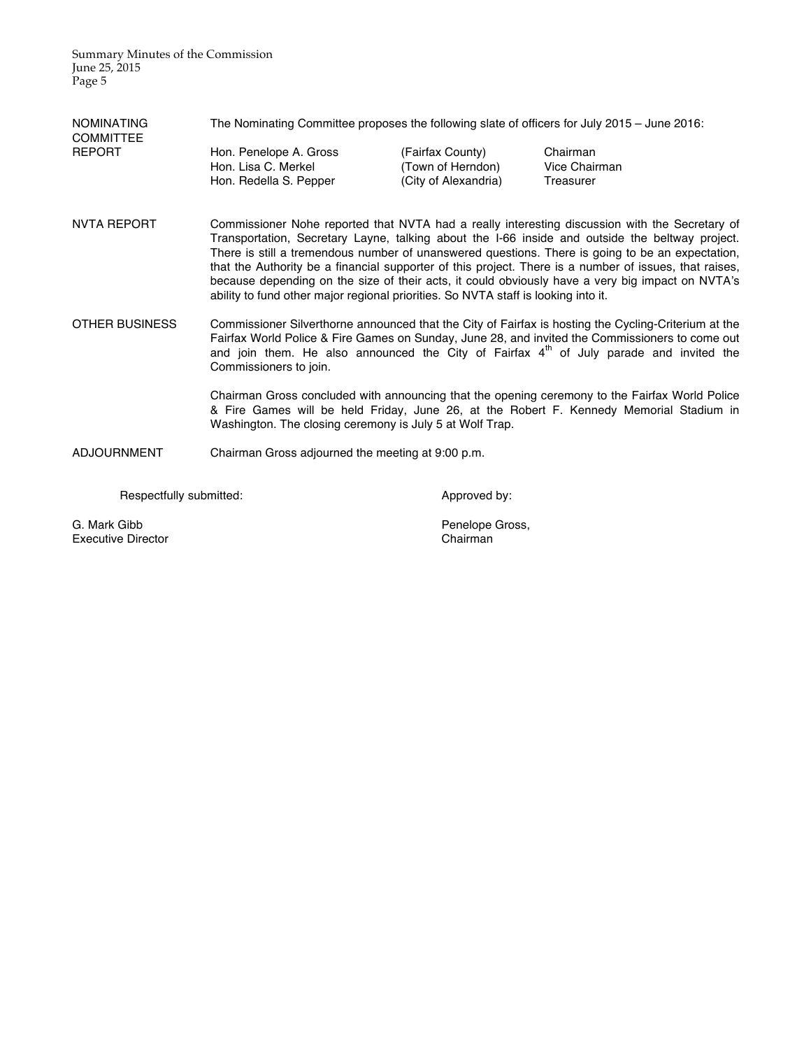**NOMINATING COMMITTEE REPORT**

The Nominating Committee proposes the following slate of officers for July 2015 – June 2016:

| | | |
|---|---|---|
| Hon. Penelope A. Gross | (Fairfax County) | Chairman |
| Hon. Lisa C. Merkel | (Town of Herndon) | Vice Chairman |
| Hon. Redella S. Pepper | (City of Alexandria) | Treasurer |

**NVTA REPORT**

Commissioner Nohe reported that NVTA had a really interesting discussion with the Secretary of Transportation, Secretary Layne, talking about the I-66 inside and outside the beltway project. There is still a tremendous number of unanswered questions. There is going to be an expectation, that the Authority be a financial supporter of this project. There is a number of issues, that raises, because depending on the size of their acts, it could obviously have a very big impact on NVTA's ability to fund other major regional priorities. So NVTA staff is looking into it.

**OTHER BUSINESS**

Commissioner Silverthorne announced that the City of Fairfax is hosting the Cycling-Criterium at the Fairfax World Police & Fire Games on Sunday, June 28, and invited the Commissioners to come out and join them. He also announced the City of Fairfax 4th of July parade and invited the Commissioners to join.

Chairman Gross concluded with announcing that the opening ceremony to the Fairfax World Police & Fire Games will be held Friday, June 26, at the Robert F. Kennedy Memorial Stadium in Washington. The closing ceremony is July 5 at Wolf Trap.

**ADJOURNMENT**

Chairman Gross adjourned the meeting at 9:00 p.m.

Respectfully submitted:

G. Mark Gibb
Executive Director

Approved by:

Penelope Gross,
Chairman